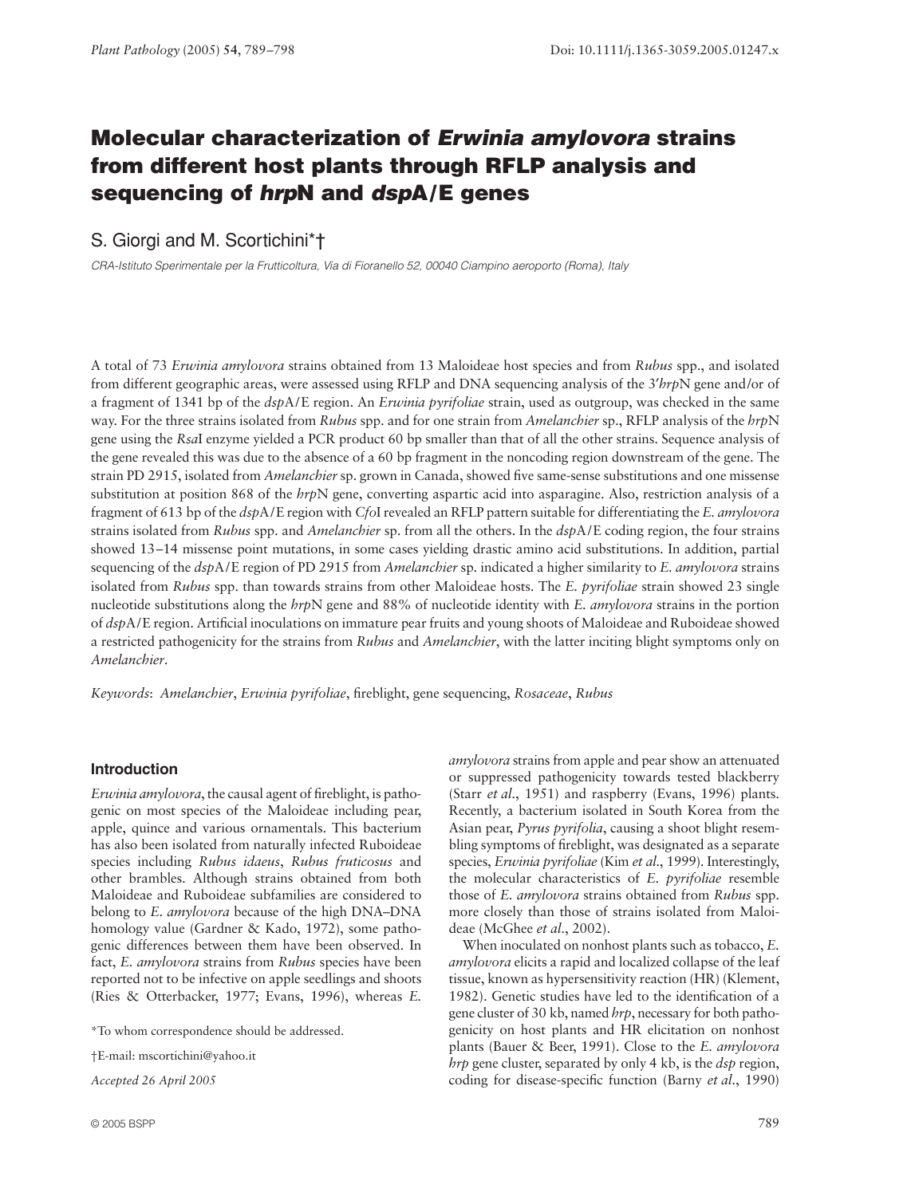# Molecular characterization of *Erwinia amylovora* strains from different host plants through RFLP analysis and sequencing of *hrp*N and *dsp*A/E genes

S. Giorgi and M. Scortichini*†

*CRA-Istituto Sperimentale per la Frutticoltura, Via di Fioranello 52, 00040 Ciampino aeroporto (Roma), Italy*

A total of 73 *Erwinia amylovora* strains obtained from 13 Maloideae host species and from *Rubus* spp., and isolated from different geographic areas, were assessed using RFLP and DNA sequencing analysis of the 3′*hrp*N gene and/or of a fragment of 1341 bp of the *dsp*A/E region. An *Erwinia pyrifoliae* strain, used as outgroup, was checked in the same way. For the three strains isolated from *Rubus* spp. and for one strain from *Amelanchier* sp., RFLP analysis of the *hrp*N gene using the *Rsa*I enzyme yielded a PCR product 60 bp smaller than that of all the other strains. Sequence analysis of the gene revealed this was due to the absence of a 60 bp fragment in the noncoding region downstream of the gene. The strain PD 2915, isolated from *Amelanchier* sp. grown in Canada, showed five same-sense substitutions and one missense substitution at position 868 of the *hrp*N gene, converting aspartic acid into asparagine. Also, restriction analysis of a fragment of 613 bp of the *dsp*A/E region with *Cfo*I revealed an RFLP pattern suitable for differentiating the *E. amylovora* strains isolated from *Rubus* spp. and *Amelanchier* sp. from all the others. In the *dsp*A/E coding region, the four strains showed 13–14 missense point mutations, in some cases yielding drastic amino acid substitutions. In addition, partial sequencing of the *dsp*A/E region of PD 2915 from *Amelanchier* sp. indicated a higher similarity to *E. amylovora* strains isolated from *Rubus* spp. than towards strains from other Maloideae hosts. The *E. pyrifoliae* strain showed 23 single nucleotide substitutions along the *hrp*N gene and 88% of nucleotide identity with *E. amylovora* strains in the portion of *dsp*A/E region. Artificial inoculations on immature pear fruits and young shoots of Maloideae and Ruboideae showed a restricted pathogenicity for the strains from *Rubus* and *Amelanchier*, with the latter inciting blight symptoms only on *Amelanchier*.

*Keywords*: *Amelanchier*, *Erwinia pyrifoliae*, fireblight, gene sequencing, *Rosaceae*, *Rubus*

## Introduction

*Erwinia amylovora*, the causal agent of fireblight, is pathogenic on most species of the Maloideae including pear, apple, quince and various ornamentals. This bacterium has also been isolated from naturally infected Ruboideae species including *Rubus idaeus*, *Rubus fruticosus* and other brambles. Although strains obtained from both Maloideae and Ruboideae subfamilies are considered to belong to *E. amylovora* because of the high DNA–DNA homology value (Gardner & Kado, 1972), some pathogenic differences between them have been observed. In fact, *E. amylovora* strains from *Rubus* species have been reported not to be infective on apple seedlings and shoots (Ries & Otterbacker, 1977; Evans, 1996), whereas *E. amylovora* strains from apple and pear show an attenuated or suppressed pathogenicity towards tested blackberry (Starr *et al*., 1951) and raspberry (Evans, 1996) plants. Recently, a bacterium isolated in South Korea from the Asian pear, *Pyrus pyrifolia*, causing a shoot blight resembling symptoms of fireblight, was designated as a separate species, *Erwinia pyrifoliae* (Kim *et al*., 1999). Interestingly, the molecular characteristics of *E. pyrifoliae* strains resemble those of *E. amylovora* strains obtained from *Rubus* spp. more closely than those of strains isolated from Maloideae (McGhee *et al*., 2002).

When inoculated on nonhost plants such as tobacco, *E. amylovora* elicits a rapid and localized collapse of the leaf tissue, known as hypersensitivity reaction (HR) (Klement, 1982). Genetic studies have led to the identification of a gene cluster of 30 kb, named *hrp*, necessary for both pathogenicity on host plants and HR elicitation on nonhost plants (Bauer & Beer, 1991). Close to the *E. amylovora hrp* gene cluster, separated by only 4 kb, is the *dsp* region, coding for disease-specific function (Barny *et al*., 1990)

*To whom correspondence should be addressed.

†E-mail: mscortichini@yahoo.it

*Accepted 26 April 2005*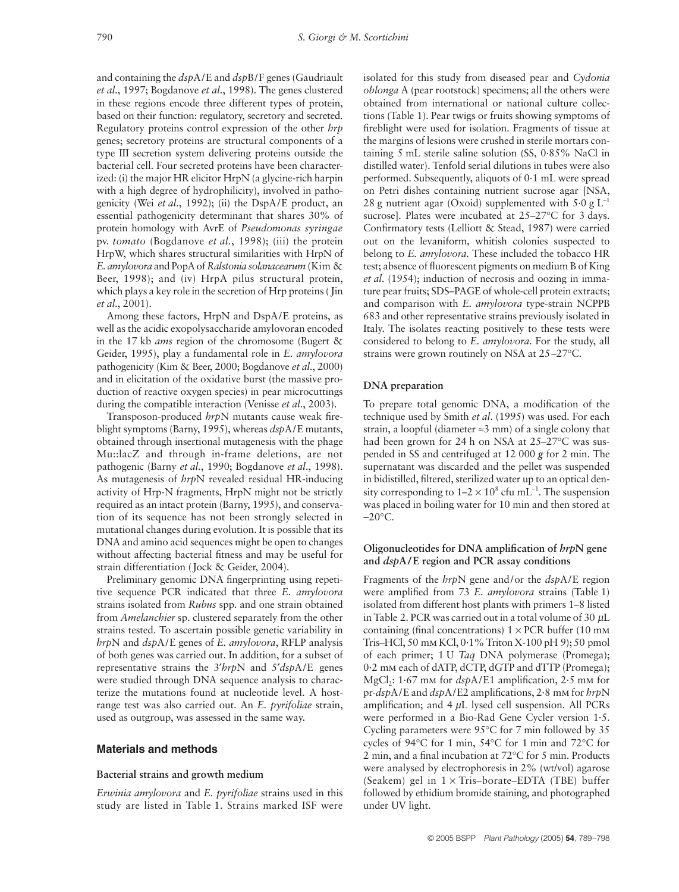and containing the *dsp*A/E and *dsp*B/F genes (Gaudriault *et al*., 1997; Bogdanove *et al*., 1998). The genes clustered in these regions encode three different types of protein, based on their function: regulatory, secretory and secreted. Regulatory proteins control expression of the other *hrp* genes; secretory proteins are structural components of a type III secretion system delivering proteins outside the bacterial cell. Four secreted proteins have been characterized: (i) the major HR elicitor HrpN (a glycine-rich harpin with a high degree of hydrophilicity), involved in pathogenicity (Wei *et al*., 1992); (ii) the DspA/E product, an essential pathogenicity determinant that shares 30% of protein homology with AvrE of *Pseudomonas syringae* pv. *tomato* (Bogdanove *et al*., 1998); (iii) the protein HrpW, which shares structural similarities with HrpN of *E. amylovora* and PopA of *Ralstonia solanacearum* (Kim & Beer, 1998); and (iv) HrpA pilus structural protein, which plays a key role in the secretion of Hrp proteins (Jin *et al*., 2001).

Among these factors, HrpN and DspA/E proteins, as well as the acidic exopolysaccharide amylovoran encoded in the 17 kb *ams* region of the chromosome (Bugert & Geider, 1995), play a fundamental role in *E. amylovora* pathogenicity (Kim & Beer, 2000; Bogdanove *et al*., 2000) and in elicitation of the oxidative burst (the massive production of reactive oxygen species) in pear microcuttings during the compatible interaction (Venisse *et al*., 2003).

Transposon-produced *hrp*N mutants cause weak fireblight symptoms (Barny, 1995), whereas *dsp*A/E mutants, obtained through insertional mutagenesis with the phage Mu::lacZ and through in-frame deletions, are not pathogenic (Barny *et al*., 1990; Bogdanove *et al*., 1998). As mutagenesis of *hrp*N revealed residual HR-inducing activity of Hrp-N fragments, HrpN might not be strictly required as an intact protein (Barny, 1995), and conservation of its sequence has not been strongly selected in mutational changes during evolution. It is possible that its DNA and amino acid sequences might be open to changes without affecting bacterial fitness and may be useful for strain differentiation (Jock & Geider, 2004).

Preliminary genomic DNA fingerprinting using repetitive sequence PCR indicated that three *E. amylovora* strains isolated from *Rubus* spp. and one strain obtained from *Amelanchier* sp. clustered separately from the other strains tested. To ascertain possible genetic variability in *hrp*N and *dsp*A/E genes of *E. amylovora*, RFLP analysis of both genes was carried out. In addition, for a subset of representative strains the 3′*hrp*N and 5′*dsp*A/E genes were studied through DNA sequence analysis to characterize the mutations found at nucleotide level. A host-range test was also carried out. An *E. pyrifoliae* strain, used as outgroup, was assessed in the same way.

## Materials and methods

### Bacterial strains and growth medium

*Erwinia amylovora* and *E. pyrifoliae* strains used in this study are listed in Table 1. Strains marked ISF were isolated for this study from diseased pear and *Cydonia oblonga* A (pear rootstock) specimens; all the others were obtained from international or national culture collections (Table 1). Pear twigs or fruits showing symptoms of fireblight were used for isolation. Fragments of tissue at the margins of lesions were crushed in sterile mortars containing 5 mL sterile saline solution (SS, 0·85% NaCl in distilled water). Tenfold serial dilutions in tubes were also performed. Subsequently, aliquots of 0·1 mL were spread on Petri dishes containing nutrient sucrose agar [NSA, 28 g nutrient agar (Oxoid) supplemented with 5·0 g $L^{-1}$ sucrose]. Plates were incubated at 25–27°C for 3 days. Confirmatory tests (Lelliott & Stead, 1987) were carried out on the levaniform, whitish colonies suspected to belong to *E. amylovora*. These included the tobacco HR test; absence of fluorescent pigments on medium B of King *et al*. (1954); induction of necrosis and oozing in immature pear fruits; SDS–PAGE of whole-cell protein extracts; and comparison with *E. amylovora* type-strain NCPPB 683 and other representative strains previously isolated in Italy. The isolates reacting positively to these tests were considered to belong to *E. amylovora*. For the study, all strains were grown routinely on NSA at 25–27°C.

### DNA preparation

To prepare total genomic DNA, a modification of the technique used by Smith *et al*. (1995) was used. For each strain, a loopful (diameter ≈3 mm) of a single colony that had been grown for 24 h on NSA at 25–27°C was suspended in SS and centrifuged at 12 000 ***g*** for 2 min. The supernatant was discarded and the pellet was suspended in bidistilled, filtered, sterilized water up to an optical density corresponding to $1–2 \times 10^8$ cfu $mL^{-1}$. The suspension was placed in boiling water for 10 min and then stored at −20°C.

### Oligonucleotides for DNA amplification of *hrp*N gene and *dsp*A/E region and PCR assay conditions

Fragments of the *hrp*N gene and/or the *dsp*A/E region were amplified from 73 *E. amylovora* strains (Table 1) isolated from different host plants with primers 1–8 listed in Table 2. PCR was carried out in a total volume of 30 μL containing (final concentrations) 1 × PCR buffer (10 mM Tris–HCl, 50 mM KCl, 0·1% Triton X-100 pH 9); 50 pmol of each primer; 1 U *Taq* DNA polymerase (Promega); 0·2 mM each of dATP, dCTP, dGTP and dTTP (Promega); $MgCl_2$: 1·67 mM for *dsp*A/E1 amplification, 2·5 mM for pr-*dsp*A/E and *dsp*A/E2 amplifications, 2·8 mM for *hrp*N amplification; and 4 μL lysed cell suspension. All PCRs were performed in a Bio-Rad Gene Cycler version 1·5. Cycling parameters were 95°C for 7 min followed by 35 cycles of 94°C for 1 min, 54°C for 1 min and 72°C for 2 min, and a final incubation at 72°C for 5 min. Products were analysed by electrophoresis in 2% (wt/vol) agarose (Seakem) gel in 1 × Tris–borate–EDTA (TBE) buffer followed by ethidium bromide staining, and photographed under UV light.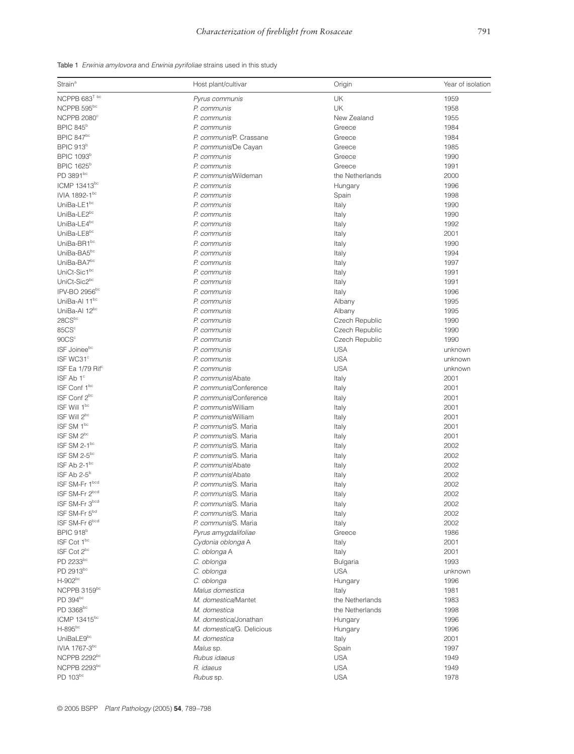Table 1 *Erwinia amylovora* and *Erwinia pyrifoliae* strains used in this study

| Strain[a] | Host plant/cultivar | Origin | Year of isolation |
|---|---|---|---|
| NCPPB 683[T bc] | *Pyrus communis* | UK | 1959 |
| NCPPB 595[bc] | *P. communis* | UK | 1958 |
| NCPPB 2080[c] | *P. communis* | New Zealand | 1955 |
| BPIC 845[b] | *P. communis* | Greece | 1984 |
| BPIC 847[bc] | *P. communis*/P. Crassane | Greece | 1984 |
| BPIC 913[b] | *P. communis*/De Cayan | Greece | 1985 |
| BPIC 1093[b] | *P. communis* | Greece | 1990 |
| BPIC 1625[b] | *P. communis* | Greece | 1991 |
| PD 3891[bc] | *P. communis*/Wildeman | the Netherlands | 2000 |
| ICMP 13413[bc] | *P. communis* | Hungary | 1996 |
| IVIA 1892-1[bc] | *P. communis* | Spain | 1998 |
| UniBa-LE1[bc] | *P. communis* | Italy | 1990 |
| UniBa-LE2[bc] | *P. communis* | Italy | 1990 |
| UniBa-LE4[bc] | *P. communis* | Italy | 1992 |
| UniBa-LE8[bc] | *P. communis* | Italy | 2001 |
| UniBa-BR1[bc] | *P. communis* | Italy | 1990 |
| UniBa-BA5[bc] | *P. communis* | Italy | 1994 |
| UniBa-BA7[bc] | *P. communis* | Italy | 1997 |
| UniCt-Sic1[bc] | *P. communis* | Italy | 1991 |
| UniCt-Sic2[bc] | *P. communis* | Italy | 1991 |
| IPV-BO 2956[bc] | *P. communis* | Italy | 1996 |
| UniBa-Al 11[bc] | *P. communis* | Albany | 1995 |
| UniBa-Al 12[bc] | *P. communis* | Albany | 1995 |
| 28CS[bc] | *P. communis* | Czech Republic | 1990 |
| 85CS[c] | *P. communis* | Czech Republic | 1990 |
| 90CS[c] | *P. communis* | Czech Republic | 1990 |
| ISF Joinee[bc] | *P. communis* | USA | unknown |
| ISF WC31[c] | *P. communis* | USA | unknown |
| ISF Ea 1/79 Rif[c] | *P. communis* | USA | unknown |
| ISF Ab 1[c] | *P. communis*/Abate | Italy | 2001 |
| ISF Conf 1[bc] | *P. communis*/Conference | Italy | 2001 |
| ISF Conf 2[bc] | *P. communis*/Conference | Italy | 2001 |
| ISF Will 1[bc] | *P. communis*/William | Italy | 2001 |
| ISF Will 2[bc] | *P. communis*/William | Italy | 2001 |
| ISF SM 1[bc] | *P. communis*/S. Maria | Italy | 2001 |
| ISF SM 2[bc] | *P. communis*/S. Maria | Italy | 2001 |
| ISF SM 2-1[bc] | *P. communis*/S. Maria | Italy | 2002 |
| ISF SM 2-5[bc] | *P. communis*/S. Maria | Italy | 2002 |
| ISF Ab 2-1[bc] | *P. communis*/Abate | Italy | 2002 |
| ISF Ab 2-5[b] | *P. communis*/Abate | Italy | 2002 |
| ISF SM-Fr 1[bcd] | *P. communis*/S. Maria | Italy | 2002 |
| ISF SM-Fr 2[bcd] | *P. communis*/S. Maria | Italy | 2002 |
| ISF SM-Fr 3[bcd] | *P. communis*/S. Maria | Italy | 2002 |
| ISF SM-Fr 5[bd] | *P. communis*/S. Maria | Italy | 2002 |
| ISF SM-Fr 6[bcd] | *P. communis*/S. Maria | Italy | 2002 |
| BPIC 918[b] | *Pyrus amygdalifoliae* | Greece | 1986 |
| ISF Cot 1[bc] | *Cydonia oblonga* A | Italy | 2001 |
| ISF Cot 2[bc] | *C. oblonga* A | Italy | 2001 |
| PD 2233[bc] | *C. oblonga* | Bulgaria | 1993 |
| PD 2913[bc] | *C. oblonga* | USA | unknown |
| H-902[bc] | *C. oblonga* | Hungary | 1996 |
| NCPPB 3159[bc] | *Malus domestica* | Italy | 1981 |
| PD 394[bc] | *M. domestica*/Mantet | the Netherlands | 1983 |
| PD 3368[bc] | *M. domestica* | the Netherlands | 1998 |
| ICMP 13415[bc] | *M. domestica*/Jonathan | Hungary | 1996 |
| H-895[bc] | *M. domestica*/G. Delicious | Hungary | 1996 |
| UniBaLE9[bc] | *M. domestica* | Italy | 2001 |
| IVIA 1767-3[bc] | *Malus* sp. | Spain | 1997 |
| NCPPB 2292[bc] | *Rubus idaeus* | USA | 1949 |
| NCPPB 2293[bc] | *R. idaeus* | USA | 1949 |
| PD 103[bc] | *Rubus* sp. | USA | 1978 |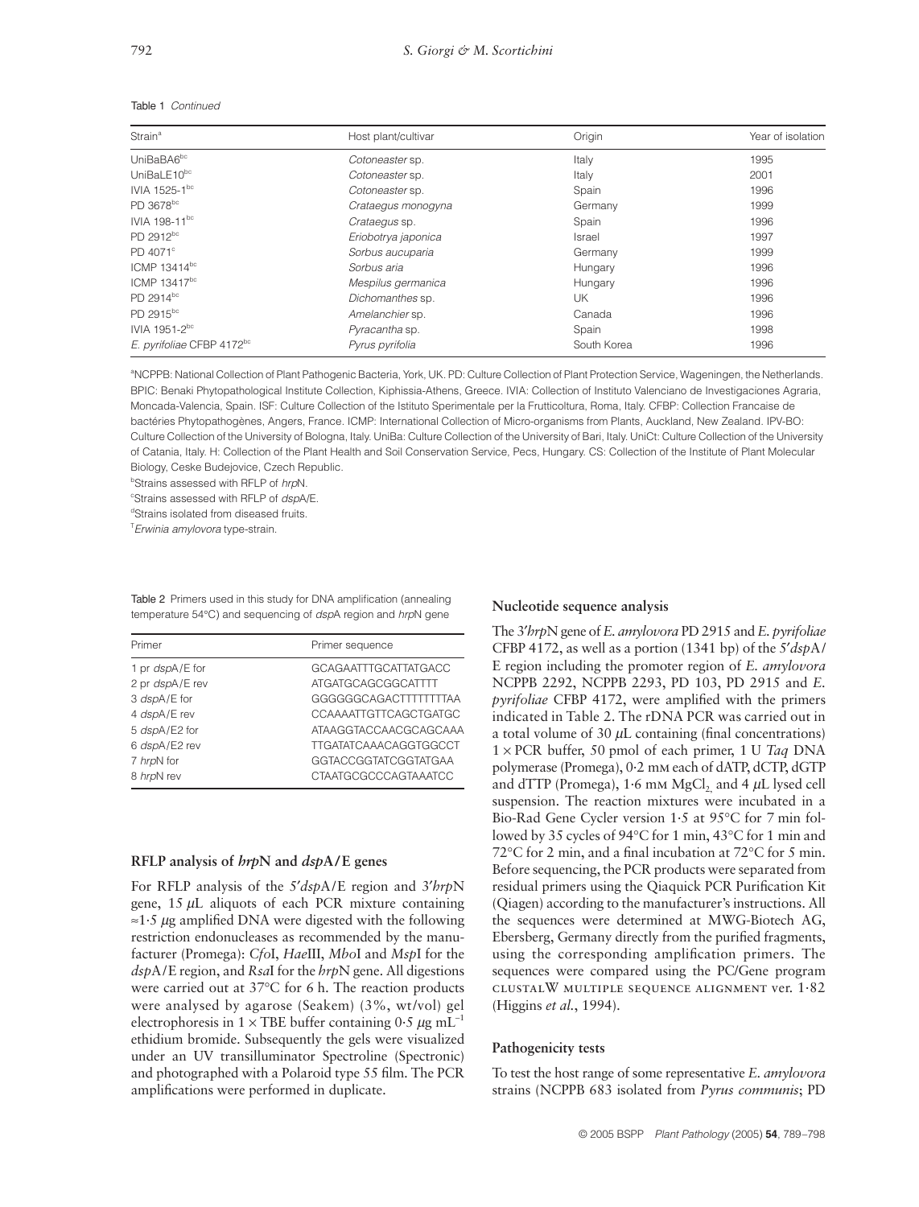Table 1 *Continued*

| Strain[a] | Host plant/cultivar | Origin | Year of isolation |
|---|---|---|---|
| UniBaBA6[bc] | *Cotoneaster* sp. | Italy | 1995 |
| UniBaLE10[bc] | *Cotoneaster* sp. | Italy | 2001 |
| IVIA 1525-1[bc] | *Cotoneaster* sp. | Spain | 1996 |
| PD 3678[bc] | *Crataegus monogyna* | Germany | 1999 |
| IVIA 198-11[bc] | *Crataegus* sp. | Spain | 1996 |
| PD 2912[bc] | *Eriobotrya japonica* | Israel | 1997 |
| PD 4071[c] | *Sorbus aucuparia* | Germany | 1999 |
| ICMP 13414[bc] | *Sorbus aria* | Hungary | 1996 |
| ICMP 13417[bc] | *Mespilus germanica* | Hungary | 1996 |
| PD 2914[bc] | *Dichomanthes* sp. | UK | 1996 |
| PD 2915[bc] | *Amelanchier* sp. | Canada | 1996 |
| IVIA 1951-2[bc] | *Pyracantha* sp. | Spain | 1998 |
| *E. pyrifoliae* CFBP 4172[bc] | *Pyrus pyrifolia* | South Korea | 1996 |

[a]NCPPB: National Collection of Plant Pathogenic Bacteria, York, UK. PD: Culture Collection of Plant Protection Service, Wageningen, the Netherlands. BPIC: Benaki Phytopathological Institute Collection, Kiphissia-Athens, Greece. IVIA: Collection of Instituto Valenciano de Investigaciones Agraria, Moncada-Valencia, Spain. ISF: Culture Collection of the Istituto Sperimentale per la Frutticoltura, Roma, Italy. CFBP: Collection Francaise de bactéries Phytopathogènes, Angers, France. ICMP: International Collection of Micro-organisms from Plants, Auckland, New Zealand. IPV-BO: Culture Collection of the University of Bologna, Italy. UniBa: Culture Collection of the University of Bari, Italy. UniCt: Culture Collection of the University of Catania, Italy. H: Collection of the Plant Health and Soil Conservation Service, Pecs, Hungary. CS: Collection of the Institute of Plant Molecular Biology, Ceske Budejovice, Czech Republic.

[b]Strains assessed with RFLP of *hrp*N.

[c]Strains assessed with RFLP of *dsp*A/E.

[d]Strains isolated from diseased fruits.

[T]*Erwinia amylovora* type-strain.

Table 2 Primers used in this study for DNA amplification (annealing temperature 54°C) and sequencing of *dsp*A region and *hrp*N gene

| Primer | Primer sequence |
|---|---|
| 1 pr *dsp*A/E for | GCAGAATTTGCATTATGACC |
| 2 pr *dsp*A/E rev | ATGATGCAGCGGCATTTT |
| 3 *dsp*A/E for | GGGGGGCAGACTTTTTTTTAA |
| 4 *dsp*A/E rev | CCAAAATTGTTCAGCTGATGC |
| 5 *dsp*A/E2 for | ATAAGGTACCAACGCAGCAAA |
| 6 *dsp*A/E2 rev | TTGATATCAAACAGGTGGCCT |
| 7 *hrp*N for | GGTACCGGTATCGGTATGAA |
| 8 *hrp*N rev | CTAATGCGCCCAGTAAATCC |

### RFLP analysis of *hrp*N and *dsp*A/E genes

For RFLP analysis of the 5′*dsp*A/E region and 3′*hrp*N gene, 15 μL aliquots of each PCR mixture containing ≈1·5 μg amplified DNA were digested with the following restriction endonucleases as recommended by the manufacturer (Promega): *Cfo*I, *Hae*III, *Mbo*I and *Msp*I for the *dsp*A/E region, and *Rsa*I for the *hrp*N gene. All digestions were carried out at 37°C for 6 h. The reaction products were analysed by agarose (Seakem) (3%, wt/vol) gel electrophoresis in 1 × TBE buffer containing 0·5 μg $mL^{-1}$ ethidium bromide. Subsequently the gels were visualized under an UV transilluminator Spectroline (Spectronic) and photographed with a Polaroid type 55 film. The PCR amplifications were performed in duplicate.

### Nucleotide sequence analysis

The 3′*hrp*N gene of *E. amylovora* PD 2915 and *E. pyrifoliae* CFBP 4172, as well as a portion (1341 bp) of the 5′*dsp*A/E region including the promoter region of *E. amylovora* NCPPB 2292, NCPPB 2293, PD 103, PD 2915 and *E. pyrifoliae* CFBP 4172, were amplified with the primers indicated in Table 2. The rDNA PCR was carried out in a total volume of 30 μL containing (final concentrations) 1 × PCR buffer, 50 pmol of each primer, 1 U *Taq* DNA polymerase (Promega), 0·2 mM each of dATP, dCTP, dGTP and dTTP (Promega), 1·6 mM $MgCl_2$ and 4 μL lysed cell suspension. The reaction mixtures were incubated in a Bio-Rad Gene Cycler version 1·5 at 95°C for 7 min followed by 35 cycles of 94°C for 1 min, 43°C for 1 min and 72°C for 2 min, and a final incubation at 72°C for 5 min. Before sequencing, the PCR products were separated from residual primers using the Qiaquick PCR Purification Kit (Qiagen) according to the manufacturer's instructions. All the sequences were determined at MWG-Biotech AG, Ebersberg, Germany directly from the purified fragments, using the corresponding amplification primers. The sequences were compared using the PC/Gene program CLUSTALW MULTIPLE SEQUENCE ALIGNMENT ver. 1·82 (Higgins *et al.*, 1994).

### Pathogenicity tests

To test the host range of some representative *E. amylovora* strains (NCPPB 683 isolated from *Pyrus communis*; PD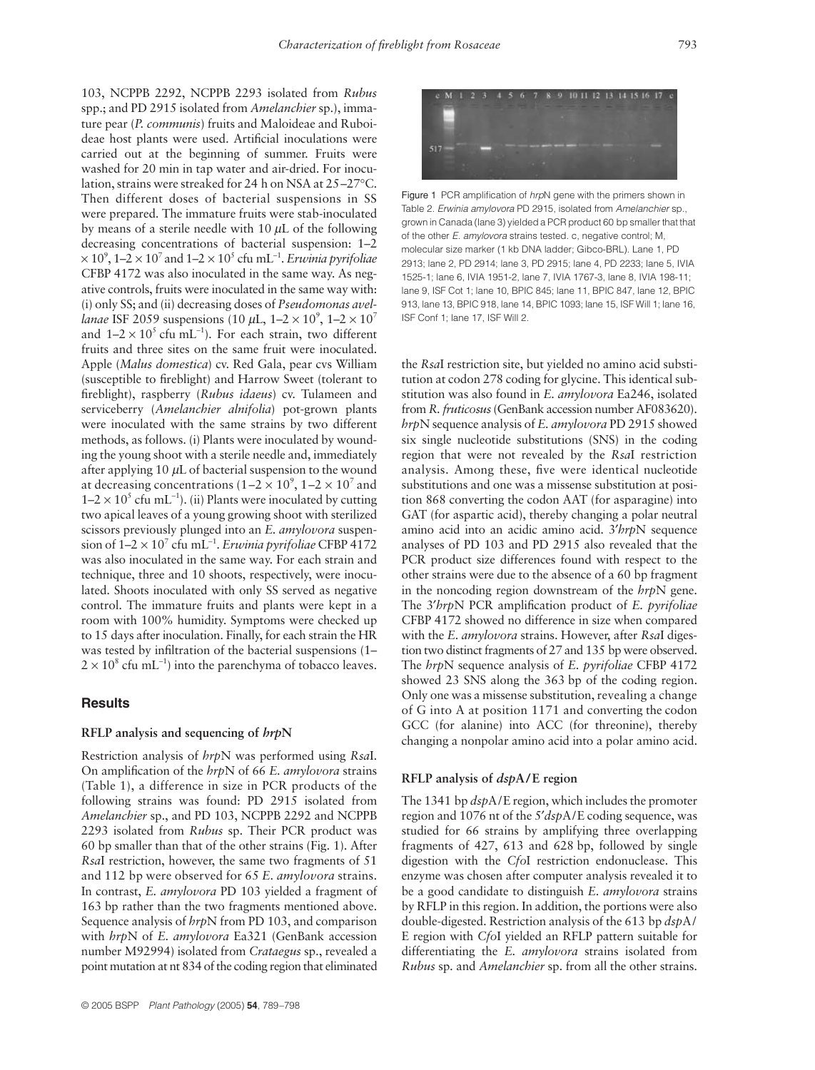103, NCPPB 2292, NCPPB 2293 isolated from *Rubus* spp.; and PD 2915 isolated from *Amelanchier* sp.), immature pear (*P. communis*) fruits and Maloideae and Ruboideae host plants were used. Artificial inoculations were carried out at the beginning of summer. Fruits were washed for 20 min in tap water and air-dried. For inoculation, strains were streaked for 24 h on NSA at 25–27°C. Then different doses of bacterial suspensions in SS were prepared. The immature fruits were stab-inoculated by means of a sterile needle with 10 $\mu$L of the following decreasing concentrations of bacterial suspension: 1–2 $\times 10^9$, 1–2 $\times 10^7$ and 1–2 $\times 10^5$ cfu mL$^{-1}$. *Erwinia pyrifoliae* CFBP 4172 was also inoculated in the same way. As negative controls, fruits were inoculated in the same way with: (i) only SS; and (ii) decreasing doses of *Pseudomonas avellanae* ISF 2059 suspensions (10 $\mu$L, 1–2 $\times 10^9$, 1–2 $\times 10^7$ and 1–2 $\times 10^5$ cfu mL$^{-1}$). For each strain, two different fruits and three sites on the same fruit were inoculated. Apple (*Malus domestica*) cv. Red Gala, pear cvs William (susceptible to fireblight) and Harrow Sweet (tolerant to fireblight), raspberry (*Rubus idaeus*) cv. Tulameen and serviceberry (*Amelanchier alnifolia*) pot-grown plants were inoculated with the same strains by two different methods, as follows. (i) Plants were inoculated by wounding the young shoot with a sterile needle and, immediately after applying 10 $\mu$L of bacterial suspension to the wound at decreasing concentrations (1–2 $\times 10^9$, 1–2 $\times 10^7$ and 1–2 $\times 10^5$ cfu mL$^{-1}$). (ii) Plants were inoculated by cutting two apical leaves of a young growing shoot with sterilized scissors previously plunged into an *E. amylovora* suspension of 1–2 $\times 10^7$ cfu mL$^{-1}$. *Erwinia pyrifoliae* CFBP 4172 was also inoculated in the same way. For each strain and technique, three and 10 shoots, respectively, were inoculated. Shoots inoculated with only SS served as negative control. The immature fruits and plants were kept in a room with 100% humidity. Symptoms were checked up to 15 days after inoculation. Finally, for each strain the HR was tested by infiltration of the bacterial suspensions (1–$2 \times 10^8$ cfu mL$^{-1}$) into the parenchyma of tobacco leaves.

## Results

### RFLP analysis and sequencing of *hrp*N

Restriction analysis of *hrp*N was performed using *Rsa*I. On amplification of the *hrp*N of 66 *E. amylovora* strains (Table 1), a difference in size in PCR products of the following strains was found: PD 2915 isolated from *Amelanchier* sp., and PD 103, NCPPB 2292 and NCPPB 2293 isolated from *Rubus* sp. Their PCR product was 60 bp smaller than that of the other strains (Fig. 1). After *Rsa*I restriction, however, the same two fragments of 51 and 112 bp were observed for 65 *E. amylovora* strains. In contrast, *E. amylovora* PD 103 yielded a fragment of 163 bp rather than the two fragments mentioned above. Sequence analysis of *hrp*N from PD 103, and comparison with *hrp*N of *E. amylovora* Ea321 (GenBank accession number M92994) isolated from *Crataegus* sp., revealed a point mutation at nt 834 of the coding region that eliminated

Figure 1 PCR amplification of *hrp*N gene with the primers shown in Table 2. *Erwinia amylovora* PD 2915, isolated from *Amelanchier* sp., grown in Canada (lane 3) yielded a PCR product 60 bp smaller that that of the other *E. amylovora* strains tested. c, negative control; M, molecular size marker (1 kb DNA ladder; Gibco-BRL). Lane 1, PD 2913; lane 2, PD 2914; lane 3, PD 2915; lane 4, PD 2233; lane 5, IVIA 1525-1; lane 6, IVIA 1951-2, lane 7, IVIA 1767-3, lane 8, IVIA 198-11; lane 9, ISF Cot 1; lane 10, BPIC 845; lane 11, BPIC 847, lane 12, BPIC 913, lane 13, BPIC 918, lane 14, BPIC 1093; lane 15, ISF Will 1; lane 16, ISF Conf 1; lane 17, ISF Will 2.

the *Rsa*I restriction site, but yielded no amino acid substitution at codon 278 coding for glycine. This identical substitution was also found in *E. amylovora* Ea246, isolated from *R. fruticosus* (GenBank accession number AF083620). *hrp*N sequence analysis of *E. amylovora* PD 2915 showed six single nucleotide substitutions (SNS) in the coding region that were not revealed by the *Rsa*I restriction analysis. Among these, five were identical nucleotide substitutions and one was a missense substitution at position 868 converting the codon AAT (for asparagine) into GAT (for aspartic acid), thereby changing a polar neutral amino acid into an acidic amino acid. 3′*hrp*N sequence analyses of PD 103 and PD 2915 also revealed that the PCR product size differences found with respect to the other strains were due to the absence of a 60 bp fragment in the noncoding region downstream of the *hrp*N gene. The 3′*hrp*N PCR amplification product of *E. pyrifoliae* CFBP 4172 showed no difference in size when compared with the *E. amylovora* strains. However, after *Rsa*I digestion two distinct fragments of 27 and 135 bp were observed. The *hrp*N sequence analysis of *E. pyrifoliae* CFBP 4172 showed 23 SNS along the 363 bp of the coding region. Only one was a missense substitution, revealing a change of G into A at position 1171 and converting the codon GCC (for alanine) into ACC (for threonine), thereby changing a nonpolar amino acid into a polar amino acid.

### RFLP analysis of *dsp*A/E region

The 1341 bp *dsp*A/E region, which includes the promoter region and 1076 nt of the 5′*dsp*A/E coding sequence, was studied for 66 strains by amplifying three overlapping fragments of 427, 613 and 628 bp, followed by single digestion with the *Cfo*I restriction endonuclease. This enzyme was chosen after computer analysis revealed it to be a good candidate to distinguish *E. amylovora* strains by RFLP in this region. In addition, the portions were also double-digested. Restriction analysis of the 613 bp *dsp*A/E region with *Cfo*I yielded an RFLP pattern suitable for differentiating the *E. amylovora* strains isolated from *Rubus* sp. and *Amelanchier* sp. from all the other strains.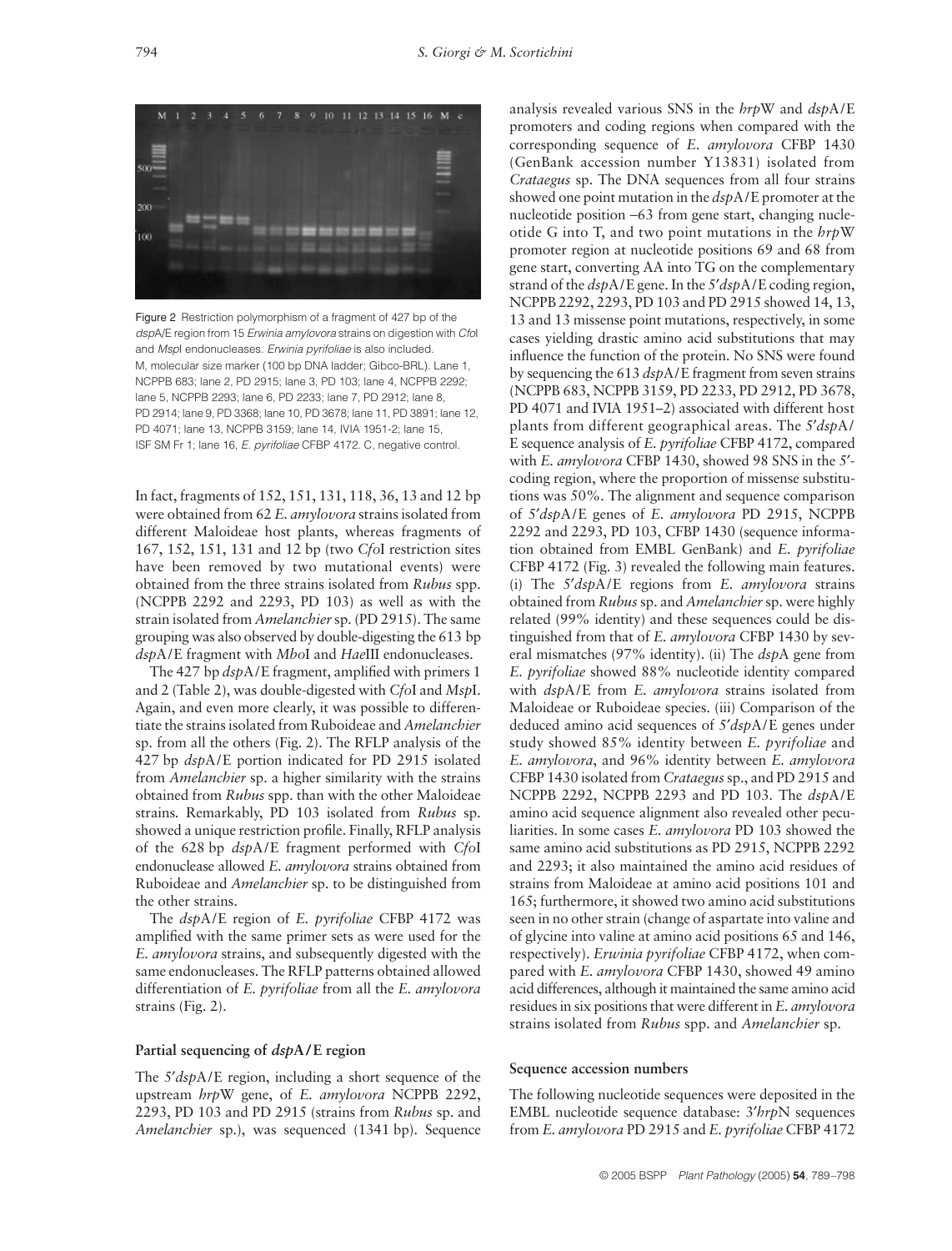Figure 2 Restriction polymorphism of a fragment of 427 bp of the *dsp*A/E region from 15 *Erwinia amylovora* strains on digestion with *Cfo*I and *Msp*I endonucleases. *Erwinia pyrifoliae* is also included. M, molecular size marker (100 bp DNA ladder; Gibco-BRL). Lane 1, NCPPB 683; lane 2, PD 2915; lane 3, PD 103; lane 4, NCPPB 2292; lane 5, NCPPB 2293; lane 6, PD 2233; lane 7, PD 2912; lane 8, PD 2914; lane 9, PD 3368; lane 10, PD 3678; lane 11, PD 3891; lane 12, PD 4071; lane 13, NCPPB 3159; lane 14, IVIA 1951-2; lane 15, ISF SM Fr 1; lane 16, *E. pyrifoliae* CFBP 4172. C, negative control.

In fact, fragments of 152, 151, 131, 118, 36, 13 and 12 bp were obtained from 62 *E. amylovora* strains isolated from different Maloideae host plants, whereas fragments of 167, 152, 151, 131 and 12 bp (two *Cfo*I restriction sites have been removed by two mutational events) were obtained from the three strains isolated from *Rubus* spp. (NCPPB 2292 and 2293, PD 103) as well as with the strain isolated from *Amelanchier* sp. (PD 2915). The same grouping was also observed by double-digesting the 613 bp *dsp*A/E fragment with *Mbo*I and *Hae*III endonucleases.

The 427 bp *dsp*A/E fragment, amplified with primers 1 and 2 (Table 2), was double-digested with *Cfo*I and *Msp*I. Again, and even more clearly, it was possible to differentiate the strains isolated from Ruboideae and *Amelanchier* sp. from all the others (Fig. 2). The RFLP analysis of the 427 bp *dsp*A/E portion indicated for PD 2915 isolated from *Amelanchier* sp. a higher similarity with the strains obtained from *Rubus* spp. than with the other Maloideae strains. Remarkably, PD 103 isolated from *Rubus* sp. showed a unique restriction profile. Finally, RFLP analysis of the 628 bp *dsp*A/E fragment performed with *Cfo*I endonuclease allowed *E. amylovora* strains obtained from Ruboideae and *Amelanchier* sp. to be distinguished from the other strains.

The *dsp*A/E region of *E. pyrifoliae* CFBP 4172 was amplified with the same primer sets as were used for the *E. amylovora* strains, and subsequently digested with the same endonucleases. The RFLP patterns obtained allowed differentiation of *E. pyrifoliae* from all the *E. amylovora* strains (Fig. 2).

### Partial sequencing of *dsp*A/E region

The 5′*dsp*A/E region, including a short sequence of the upstream *hrp*W gene, of *E. amylovora* NCPPB 2292, 2293, PD 103 and PD 2915 (strains from *Rubus* sp. and *Amelanchier* sp.), was sequenced (1341 bp). Sequence analysis revealed various SNS in the *hrp*W and *dsp*A/E promoters and coding regions when compared with the corresponding sequence of *E. amylovora* CFBP 1430 (GenBank accession number Y13831) isolated from *Crataegus* sp. The DNA sequences from all four strains showed one point mutation in the *dsp*A/E promoter at the nucleotide position –63 from gene start, changing nucleotide G into T, and two point mutations in the *hrp*W promoter region at nucleotide positions 69 and 68 from gene start, converting AA into TG on the complementary strand of the *dsp*A/E gene. In the 5′*dsp*A/E coding region, NCPPB 2292, 2293, PD 103 and PD 2915 showed 14, 13, 13 and 13 missense point mutations, respectively, in some cases yielding drastic amino acid substitutions that may influence the function of the protein. No SNS were found by sequencing the 613 *dsp*A/E fragment from seven strains (NCPPB 683, NCPPB 3159, PD 2233, PD 2912, PD 3678, PD 4071 and IVIA 1951–2) associated with different host plants from different geographical areas. The 5′*dsp*A/E sequence analysis of *E. pyrifoliae* CFBP 4172, compared with *E. amylovora* CFBP 1430, showed 98 SNS in the 5′-coding region, where the proportion of missense substitutions was 50%. The alignment and sequence comparison of 5′*dsp*A/E genes of *E. amylovora* PD 2915, NCPPB 2292 and 2293, PD 103, CFBP 1430 (sequence information obtained from EMBL GenBank) and *E. pyrifoliae* CFBP 4172 (Fig. 3) revealed the following main features. (i) The 5′*dsp*A/E regions from *E. amylovora* strains obtained from *Rubus* sp. and *Amelanchier* sp. were highly related (99% identity) and these sequences could be distinguished from that of *E. amylovora* CFBP 1430 by several mismatches (97% identity). (ii) The *dsp*A gene from *E. pyrifoliae* showed 88% nucleotide identity compared with *dsp*A/E from *E. amylovora* strains isolated from Maloideae or Ruboideae species. (iii) Comparison of the deduced amino acid sequences of 5′*dsp*A/E genes under study showed 85% identity between *E. pyrifoliae* and *E. amylovora*, and 96% identity between *E. amylovora* CFBP 1430 isolated from *Crataegus* sp., and PD 2915 and NCPPB 2292, NCPPB 2293 and PD 103. The *dsp*A/E amino acid sequence alignment also revealed other peculiarities. In some cases *E. amylovora* PD 103 showed the same amino acid substitutions as PD 2915, NCPPB 2292 and 2293; it also maintained the amino acid residues of strains from Maloideae at amino acid positions 101 and 165; furthermore, it showed two amino acid substitutions seen in no other strain (change of aspartate into valine and of glycine into valine at amino acid positions 65 and 146, respectively). *Erwinia pyrifoliae* CFBP 4172, when compared with *E. amylovora* CFBP 1430, showed 49 amino acid differences, although it maintained the same amino acid residues in six positions that were different in *E. amylovora* strains isolated from *Rubus* spp. and *Amelanchier* sp.

### Sequence accession numbers

The following nucleotide sequences were deposited in the EMBL nucleotide sequence database: 3′*hrp*N sequences from *E. amylovora* PD 2915 and *E. pyrifoliae* CFBP 4172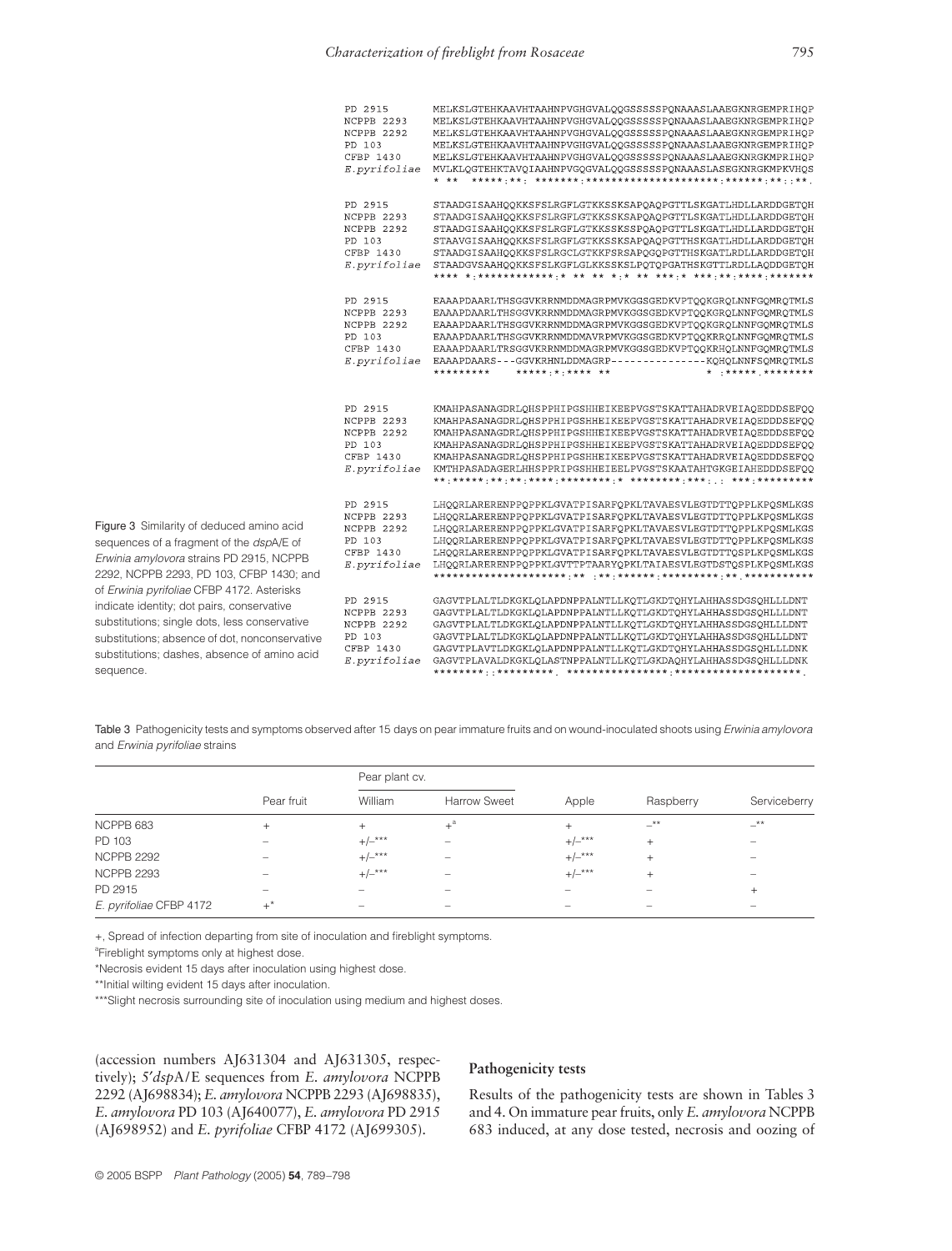```
PD 2915       MELKSLGTEHKAAVHTAAHNPVGHGVALQQGSSSSSPQNAAASLAAEGKNRGEMPRIHQP
NCPPB 2293    MELKSLGTEHKAAVHTAAHNPVGHGVALQQGSSSSSPQNAAASLAAEGKNRGEMPRIHQP
NCPPB 2292    MELKSLGTEHKAAVHTAAHNPVGHGVALQQGSSSSSPQNAAASLAAEGKNRGEMPRIHQP
PD 103        MELKSLGTEHKAAVHTAAHNPVGHGVALQQGSSSSSPQNAAASLAAEGKNRGEMPRIHQP
CFBP 1430     MELKSLGTEHKAAVHTAAHNPVGHGVALQQGSSSSSPQNAAASLAAEGKNRGKMPRIHQP
E.pyrifoliae  MVLKLQGTEHKTAVQIAAHNPVGQGVALQQGSSSSSPQNAAASLASEGKNRGKMPKVHQS
              * **  *****:**: *******:********************:******:**::**.

PD 2915       STAADGISAAHQQKKSFSLRGFLGTKKSSKSAPQAQPGTTLSKGATLHDLLARDDGETQH
NCPPB 2293    STAADGISAAHQQKKSFSLRGFLGTKKSSKSAPQAQPGTTLSKGATLHDLLARDDGETQH
NCPPB 2292    STAADGISAAHQQKKSFSLRGFLGTKKSSKSSPQAQPGTTLSKGATLHDLLARDDGETQH
PD 103        STAAVGISAAHQQKKSFSLRGFLGTKKSSKSAPQAQPGTTHSKGATLHDLLARDDGETQH
CFBP 1430     STAADGISAAHQQKKSFSLRGCLGTKKFSRSAPQGQPGTTHSKGATLRDLLARDDGETQH
E.pyrifoliae  STAADGVSAAHQQKKSFSLKGFLGLKKSSKSLPQTQPGATHSKGTTLRDLLAQDDGETQH
              **** *:************:* ** ** *:* ** ***:* ***:**:****:*******

PD 2915       EAAAPDAARLTHSGGVKRRNMDDMAGRPMVKGGSGEDKVPTQQKGRQLNNFGQMRQTMLS
NCPPB 2293    EAAAPDAARLTHSGGVKRRNMDDMAGRPMVKGGSGEDKVPTQQKGRQLNNFGQMRQTMLS
NCPPB 2292    EAAAPDAARLTHSGGVKRRNMDDMAGRPMVKGGSGEDKVPTQQKGRQLNNFGQMRQTMLS
PD 103        EAAAPDAARLTHSGGVKRRNMDDMAVRPMVKGGSGEDKVPTQQKRRQLNNFGQMRQTMLS
CFBP 1430     EAAAPDAARLTRSGGVKRRNMDDMAGRPMVKGGSGEDKVPTQQKRHQLNNFGQMRQTMLS
E.pyrifoliae  EAAAPDAARS---GGVKRHNLDDMAGRP--------------KQHQLNNFSQMRQTMLS
              *********    *****:*:**** **                * :*****.********

PD 2915       KMAHPASANAGDRLQHSPPHIPGSHHEIKEEPVGSTSKATTAHADRVEIAQEDDDSEFQQ
NCPPB 2293    KMAHPASANAGDRLQHSPPHIPGSHHEIKEEPVGSTSKATTAHADRVEIAQEDDDSEFQQ
NCPPB 2292    KMAHPASANAGDRLQHSPPHIPGSHHEIKEEPVGSTSKATTAHADRVEIAQEDDDSEFQQ
PD 103        KMAHPASANAGDRLQHSPPHIPGSHHEIKEEPVGSTSKATTAHADRVEIAQEDDDSEFQQ
CFBP 1430     KMAHPASANAGDRLQHSPPHIPGSHHEIKEEPVGSTSKATTAHADRVEIAQEDDDSEFQQ
E.pyrifoliae  KMTHPASADAGERLHHSPPRIPGSHHEIEELPVGSTSKAATAHTGKGEIAHEDDDSEFQQ
              **:*****:**:**:****:********:* ********:***:.: ***:*********

PD 2915       LHQQRLARERENPPQPPKLGVATPISARFQPKLTAVAESVLEGTDTTQPPLKPQSMLKGS
NCPPB 2293    LHQQRLARERENPPQPPKLGVATPISARFQPKLTAVAESVLEGTDTTQPPLKPQSMLKGS
NCPPB 2292    LHQQRLARERENPPQPPKLGVATPISARFQPKLTAVAESVLEGTDTTQPPLKPQSMLKGS
PD 103        LHQQRLARERENPPQPPKLGVATPISARFQPKLTAVAESVLEGTDTTQPPLKPQSMLKGS
CFBP 1430     LHQQRLARERENPPQPPKLGVATPISARFQPKLTAVAESVLEGTDTTQSPLKPQSMLKGS
E.pyrifoliae  LHQQRLARERENPPQPPKLGVTTPTAARYQPKLTAIAESVLEGTDSTQSPLKPQSMLKGS
              ********************:** :**:******:*********:**.***********

PD 2915       GAGVTPLALTLDKGKLQLAPDNPPALNTLLKQTLGKDTQHYLAHHASSDGSQHLLLDNT
NCPPB 2293    GAGVTPLALTLDKGKLQLAPDNPPALNTLLKQTLGKDTQHYLAHHASSDGSQHLLLDNT
NCPPB 2292    GAGVTPLALTLDKGKLQLAPDNPPALNTLLKQTLGKDTQHYLAHHASSDGSQHLLLDNT
PD 103        GAGVTPLALTLDKGKLQLAPDNPPALNTLLKQTLGKDTQHYLAHHASSDGSQHLLLDNT
CFBP 1430     GAGVTPLAVTLDKGKLQLAPDNPPALNTLLKQTLGKDTQHYLAHHASSDGSQHLLLDNK
E.pyrifoliae  GAGVTPLAVALDKGKLQLASTNPPALNTLLKQTLGKDAQHYLAHHASSDGSQHLLLDNK
              ********::*********. *****************:********************.
```

Figure 3 Similarity of deduced amino acid sequences of a fragment of the *dsp*A/E of *Erwinia amylovora* strains PD 2915, NCPPB 2292, NCPPB 2293, PD 103, CFBP 1430; and of *Erwinia pyrifoliae* CFBP 4172. Asterisks indicate identity; dot pairs, conservative substitutions; single dots, less conservative substitutions; absence of dot, nonconservative substitutions; dashes, absence of amino acid sequence.

Table 3 Pathogenicity tests and symptoms observed after 15 days on pear immature fruits and on wound-inoculated shoots using *Erwinia amylovora* and *Erwinia pyrifoliae* strains

| | Pear fruit | Pear plant cv. | | Apple | Raspberry | Serviceberry |
|---|---|---|---|---|---|---|
| | | William | Harrow Sweet | | | |
| NCPPB 683 | + | + | +[a] | + | –** | –** |
| PD 103 | – | +/–*** | – | +/–*** | + | – |
| NCPPB 2292 | – | +/–*** | – | +/–*** | + | – |
| NCPPB 2293 | – | +/–*** | – | +/–*** | + | – |
| PD 2915 | – | – | – | – | – | + |
| *E. pyrifoliae* CFBP 4172 | +* | – | – | – | – | – |

+, Spread of infection departing from site of inoculation and fireblight symptoms.

[a]Fireblight symptoms only at highest dose.

*Necrosis evident 15 days after inoculation using highest dose.

**Initial wilting evident 15 days after inoculation.

***Slight necrosis surrounding site of inoculation using medium and highest doses.

(accession numbers AJ631304 and AJ631305, respectively); *5′dsp*A/E sequences from *E. amylovora* NCPPB 2292 (AJ698834); *E. amylovora* NCPPB 2293 (AJ698835), *E. amylovora* PD 103 (AJ640077), *E. amylovora* PD 2915 (AJ698952) and *E. pyrifoliae* CFBP 4172 (AJ699305).

### Pathogenicity tests

Results of the pathogenicity tests are shown in Tables 3 and 4. On immature pear fruits, only *E. amylovora* NCPPB 683 induced, at any dose tested, necrosis and oozing of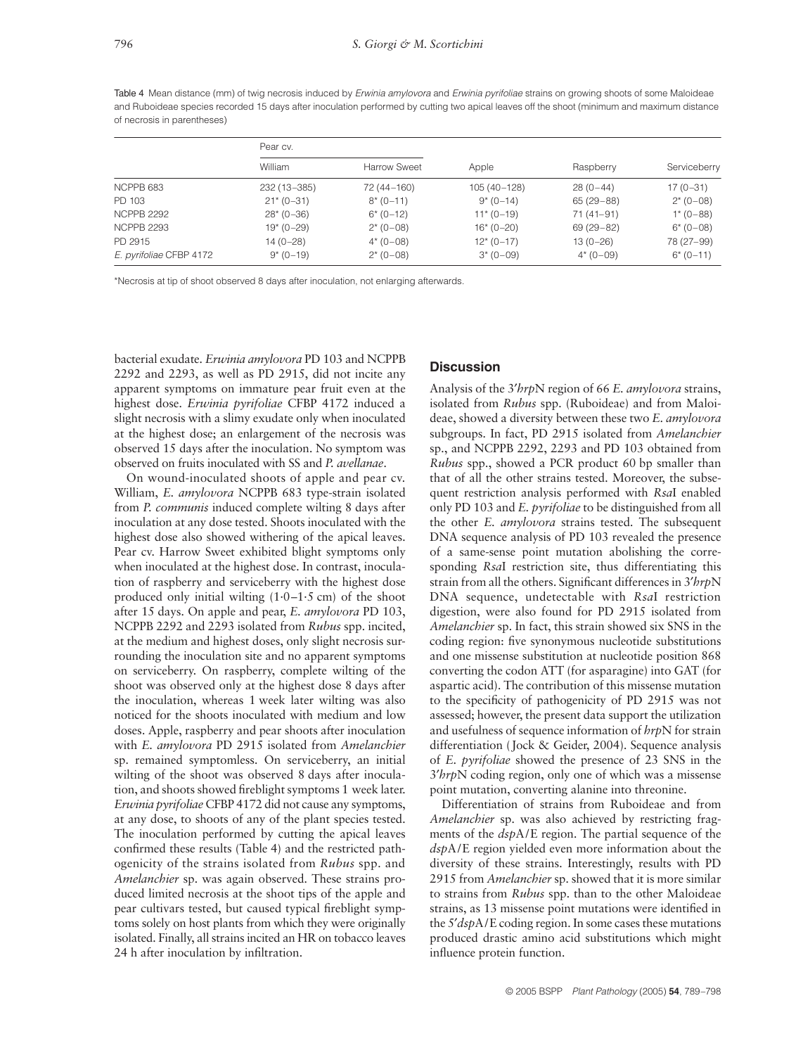Table 4 Mean distance (mm) of twig necrosis induced by *Erwinia amylovora* and *Erwinia pyrifoliae* strains on growing shoots of some Maloideae and Ruboideae species recorded 15 days after inoculation performed by cutting two apical leaves off the shoot (minimum and maximum distance of necrosis in parentheses)

| | Pear cv. | | | | |
|---|---|---|---|---|---|
| | William | Harrow Sweet | Apple | Raspberry | Serviceberry |
| NCPPB 683 | 232 (13–385) | 72 (44–160) | 105 (40–128) | 28 (0–44) | 17 (0–31) |
| PD 103 | 21* (0–31) | 8* (0–11) | 9* (0–14) | 65 (29–88) | 2* (0–08) |
| NCPPB 2292 | 28* (0–36) | 6* (0–12) | 11* (0–19) | 71 (41–91) | 1* (0–88) |
| NCPPB 2293 | 19* (0–29) | 2* (0–08) | 16* (0–20) | 69 (29–82) | 6* (0–08) |
| PD 2915 | 14 (0–28) | 4* (0–08) | 12* (0–17) | 13 (0–26) | 78 (27–99) |
| *E. pyrifoliae* CFBP 4172 | 9* (0–19) | 2* (0–08) | 3* (0–09) | 4* (0–09) | 6* (0–11) |

*Necrosis at tip of shoot observed 8 days after inoculation, not enlarging afterwards.

bacterial exudate. *Erwinia amylovora* PD 103 and NCPPB 2292 and 2293, as well as PD 2915, did not incite any apparent symptoms on immature pear fruit even at the highest dose. *Erwinia pyrifoliae* CFBP 4172 induced a slight necrosis with a slimy exudate only when inoculated at the highest dose; an enlargement of the necrosis was observed 15 days after the inoculation. No symptom was observed on fruits inoculated with SS and *P. avellanae*.

On wound-inoculated shoots of apple and pear cv. William, *E. amylovora* NCPPB 683 type-strain isolated from *P. communis* induced complete wilting 8 days after inoculation at any dose tested. Shoots inoculated with the highest dose also showed withering of the apical leaves. Pear cv. Harrow Sweet exhibited blight symptoms only when inoculated at the highest dose. In contrast, inoculation of raspberry and serviceberry with the highest dose produced only initial wilting (1·0–1·5 cm) of the shoot after 15 days. On apple and pear, *E. amylovora* PD 103, NCPPB 2292 and 2293 isolated from *Rubus* spp. incited, at the medium and highest doses, only slight necrosis surrounding the inoculation site and no apparent symptoms on serviceberry. On raspberry, complete wilting of the shoot was observed only at the highest dose 8 days after the inoculation, whereas 1 week later wilting was also noticed for the shoots inoculated with medium and low doses. Apple, raspberry and pear shoots after inoculation with *E. amylovora* PD 2915 isolated from *Amelanchier* sp. remained symptomless. On serviceberry, an initial wilting of the shoot was observed 8 days after inoculation, and shoots showed fireblight symptoms 1 week later. *Erwinia pyrifoliae* CFBP 4172 did not cause any symptoms, at any dose, to shoots of any of the plant species tested. The inoculation performed by cutting the apical leaves confirmed these results (Table 4) and the restricted pathogenicity of the strains isolated from *Rubus* spp. and *Amelanchier* sp. was again observed. These strains produced limited necrosis at the shoot tips of the apple and pear cultivars tested, but caused typical fireblight symptoms solely on host plants from which they were originally isolated. Finally, all strains incited an HR on tobacco leaves 24 h after inoculation by infiltration.

## Discussion

Analysis of the 3′*hrp*N region of 66 *E. amylovora* strains, isolated from *Rubus* spp. (Ruboideae) and from Maloideae, showed a diversity between these two *E. amylovora* subgroups. In fact, PD 2915 isolated from *Amelanchier* sp., and NCPPB 2292, 2293 and PD 103 obtained from *Rubus* spp., showed a PCR product 60 bp smaller than that of all the other strains tested. Moreover, the subsequent restriction analysis performed with *Rsa*I enabled only PD 103 and *E. pyrifoliae* to be distinguished from all the other *E. amylovora* strains tested. The subsequent DNA sequence analysis of PD 103 revealed the presence of a same-sense point mutation abolishing the corresponding *Rsa*I restriction site, thus differentiating this strain from all the others. Significant differences in 3′*hrp*N DNA sequence, undetectable with *Rsa*I restriction digestion, were also found for PD 2915 isolated from *Amelanchier* sp. In fact, this strain showed six SNS in the coding region: five synonymous nucleotide substitutions and one missense substitution at nucleotide position 868 converting the codon ATT (for asparagine) into GAT (for aspartic acid). The contribution of this missense mutation to the specificity of pathogenicity of PD 2915 was not assessed; however, the present data support the utilization and usefulness of sequence information of *hrp*N for strain differentiation (Jock & Geider, 2004). Sequence analysis of *E. pyrifoliae* showed the presence of 23 SNS in the 3′*hrp*N coding region, only one of which was a missense point mutation, converting alanine into threonine.

Differentiation of strains from Ruboideae and from *Amelanchier* sp. was also achieved by restricting fragments of the *dsp*A/E region. The partial sequence of the *dsp*A/E region yielded even more information about the diversity of these strains. Interestingly, results with PD 2915 from *Amelanchier* sp. showed that it is more similar to strains from *Rubus* spp. than to the other Maloideae strains, as 13 missense point mutations were identified in the 5′*dsp*A/E coding region. In some cases these mutations produced drastic amino acid substitutions which might influence protein function.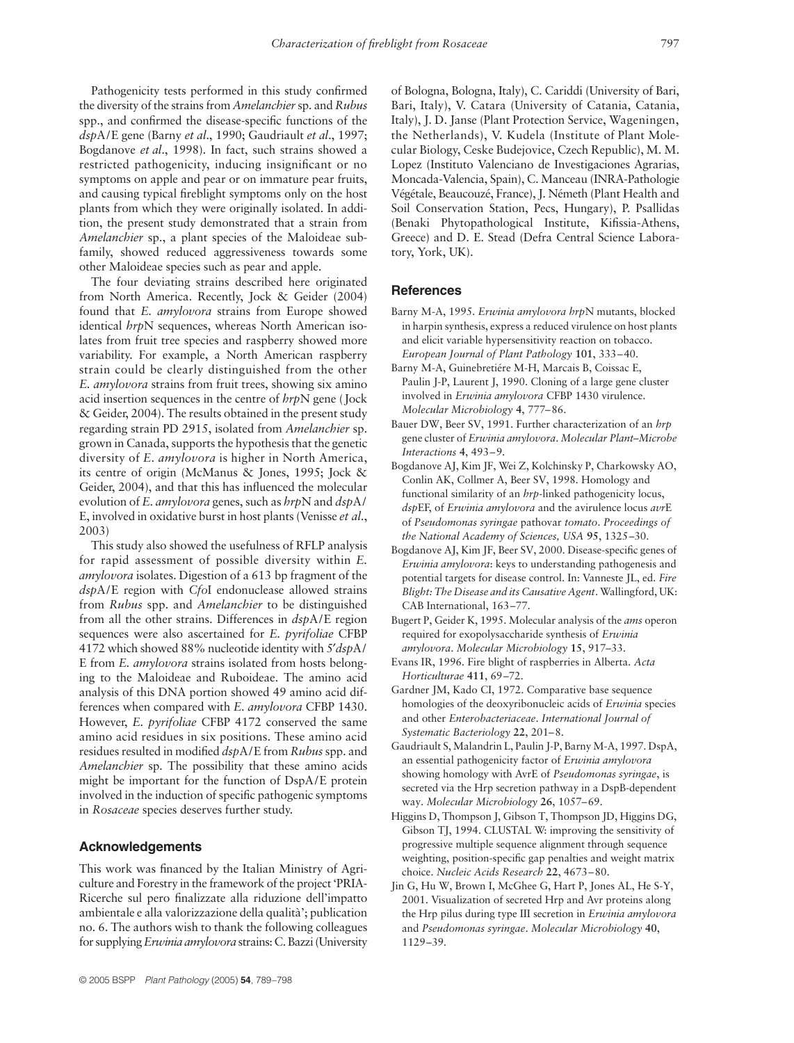Pathogenicity tests performed in this study confirmed the diversity of the strains from *Amelanchier* sp. and *Rubus* spp., and confirmed the disease-specific functions of the *dsp*A/E gene (Barny *et al*., 1990; Gaudriault *et al*., 1997; Bogdanove *et al*., 1998). In fact, such strains showed a restricted pathogenicity, inducing insignificant or no symptoms on apple and pear or on immature pear fruits, and causing typical fireblight symptoms only on the host plants from which they were originally isolated. In addition, the present study demonstrated that a strain from *Amelanchier* sp., a plant species of the Maloideae subfamily, showed reduced aggressiveness towards some other Maloideae species such as pear and apple.

The four deviating strains described here originated from North America. Recently, Jock & Geider (2004) found that *E. amylovora* strains from Europe showed identical *hrp*N sequences, whereas North American isolates from fruit tree species and raspberry showed more variability. For example, a North American raspberry strain could be clearly distinguished from the other *E. amylovora* strains from fruit trees, showing six amino acid insertion sequences in the centre of *hrp*N gene (Jock & Geider, 2004). The results obtained in the present study regarding strain PD 2915, isolated from *Amelanchier* sp. grown in Canada, supports the hypothesis that the genetic diversity of *E. amylovora* is higher in North America, its centre of origin (McManus & Jones, 1995; Jock & Geider, 2004), and that this has influenced the molecular evolution of *E. amylovora* genes, such as *hrp*N and *dsp*A/E, involved in oxidative burst in host plants (Venisse *et al*., 2003)

This study also showed the usefulness of RFLP analysis for rapid assessment of possible diversity within *E. amylovora* isolates. Digestion of a 613 bp fragment of the *dsp*A/E region with *Cfo*I endonuclease allowed strains from *Rubus* spp. and *Amelanchier* to be distinguished from all the other strains. Differences in *dsp*A/E region sequences were also ascertained for *E. pyrifoliae* CFBP 4172 which showed 88% nucleotide identity with 5′*dsp*A/E from *E. amylovora* strains isolated from hosts belonging to the Maloideae and Ruboideae. The amino acid analysis of this DNA portion showed 49 amino acid differences when compared with *E. amylovora* CFBP 1430. However, *E. pyrifoliae* CFBP 4172 conserved the same amino acid residues in six positions. These amino acid residues resulted in modified *dsp*A/E from *Rubus* spp. and *Amelanchier* sp. The possibility that these amino acids might be important for the function of DspA/E protein involved in the induction of specific pathogenic symptoms in *Rosaceae* species deserves further study.

## Acknowledgements

This work was financed by the Italian Ministry of Agriculture and Forestry in the framework of the project 'PRIA-Ricerche sul pero finalizzate alla riduzione dell'impatto ambientale e alla valorizzazione della qualità'; publication no. 6. The authors wish to thank the following colleagues for supplying *Erwinia amylovora* strains: C. Bazzi (University of Bologna, Bologna, Italy), C. Cariddi (University of Bari, Bari, Italy), V. Catara (University of Catania, Catania, Italy), J. D. Janse (Plant Protection Service, Wageningen, the Netherlands), V. Kudela (Institute of Plant Molecular Biology, Ceske Budejovice, Czech Republic), M. M. Lopez (Instituto Valenciano de Investigaciones Agrarias, Moncada-Valencia, Spain), C. Manceau (INRA-Pathologie Végétale, Beaucouzé, France), J. Németh (Plant Health and Soil Conservation Station, Pecs, Hungary), P. Psallidas (Benaki Phytopathological Institute, Kifissia-Athens, Greece) and D. E. Stead (Defra Central Science Laboratory, York, UK).

## References

Barny M-A, 1995. *Erwinia amylovora hrp*N mutants, blocked in harpin synthesis, express a reduced virulence on host plants and elicit variable hypersensitivity reaction on tobacco. *European Journal of Plant Pathology* **101**, 333–40.

Barny M-A, Guinebretiére M-H, Marcais B, Coissac E, Paulin J-P, Laurent J, 1990. Cloning of a large gene cluster involved in *Erwinia amylovora* CFBP 1430 virulence. *Molecular Microbiology* **4**, 777–86.

Bauer DW, Beer SV, 1991. Further characterization of an *hrp* gene cluster of *Erwinia amylovora*. *Molecular Plant–Microbe Interactions* **4**, 493–9.

Bogdanove AJ, Kim JF, Wei Z, Kolchinsky P, Charkowsky AO, Conlin AK, Collmer A, Beer SV, 1998. Homology and functional similarity of an *hrp*-linked pathogenicity locus, *dsp*EF, of *Erwinia amylovora* and the avirulence locus *avr*E of *Pseudomonas syringae* pathovar *tomato*. *Proceedings of the National Academy of Sciences, USA* **95**, 1325–30.

Bogdanove AJ, Kim JF, Beer SV, 2000. Disease-specific genes of *Erwinia amylovora*: keys to understanding pathogenesis and potential targets for disease control. In: Vanneste JL, ed. *Fire Blight: The Disease and its Causative Agent*. Wallingford, UK: CAB International, 163–77.

Bugert P, Geider K, 1995. Molecular analysis of the *ams* operon required for exopolysaccharide synthesis of *Erwinia amylovora*. *Molecular Microbiology* **15**, 917–33.

Evans IR, 1996. Fire blight of raspberries in Alberta. *Acta Horticulturae* **411**, 69–72.

Gardner JM, Kado CI, 1972. Comparative base sequence homologies of the deoxyribonucleic acids of *Erwinia* species and other *Enterobacteriaceae*. *International Journal of Systematic Bacteriology* **22**, 201–8.

Gaudriault S, Malandrin L, Paulin J-P, Barny M-A, 1997. DspA, an essential pathogenicity factor of *Erwinia amylovora* showing homology with AvrE of *Pseudomonas syringae*, is secreted via the Hrp secretion pathway in a DspB-dependent way. *Molecular Microbiology* **26**, 1057–69.

Higgins D, Thompson J, Gibson T, Thompson JD, Higgins DG, Gibson TJ, 1994. CLUSTAL W: improving the sensitivity of progressive multiple sequence alignment through sequence weighting, position-specific gap penalties and weight matrix choice. *Nucleic Acids Research* **22**, 4673–80.

Jin G, Hu W, Brown I, McGhee G, Hart P, Jones AL, He S-Y, 2001. Visualization of secreted Hrp and Avr proteins along the Hrp pilus during type III secretion in *Erwinia amylovora* and *Pseudomonas syringae*. *Molecular Microbiology* **40**, 1129–39.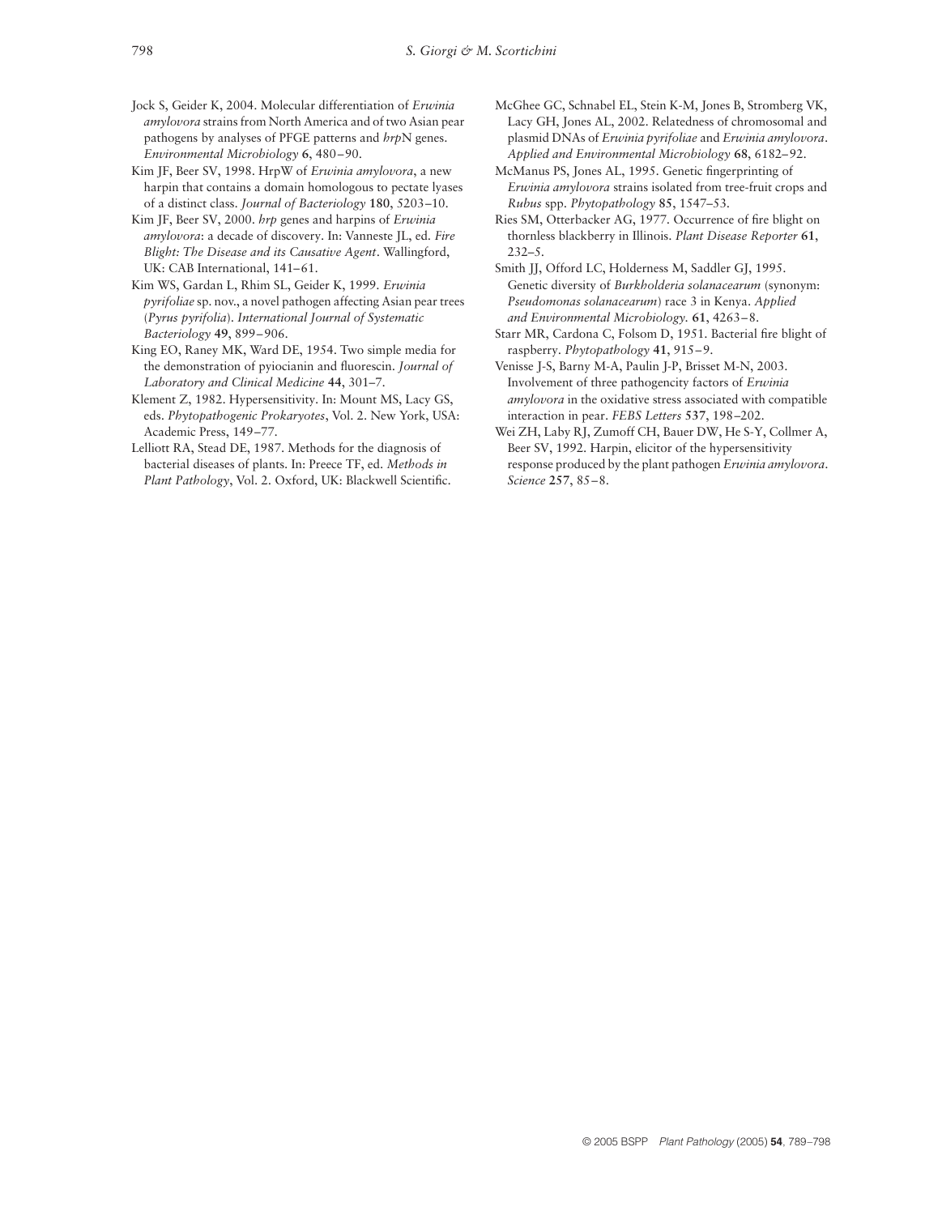Jock S, Geider K, 2004. Molecular differentiation of *Erwinia amylovora* strains from North America and of two Asian pear pathogens by analyses of PFGE patterns and *hrp*N genes. *Environmental Microbiology* **6**, 480–90.

Kim JF, Beer SV, 1998. HrpW of *Erwinia amylovora*, a new harpin that contains a domain homologous to pectate lyases of a distinct class. *Journal of Bacteriology* **180**, 5203–10.

Kim JF, Beer SV, 2000. *hrp* genes and harpins of *Erwinia amylovora*: a decade of discovery. In: Vanneste JL, ed. *Fire Blight: The Disease and its Causative Agent*. Wallingford, UK: CAB International, 141–61.

Kim WS, Gardan L, Rhim SL, Geider K, 1999. *Erwinia pyrifoliae* sp. nov., a novel pathogen affecting Asian pear trees (*Pyrus pyrifolia*). *International Journal of Systematic Bacteriology* **49**, 899–906.

King EO, Raney MK, Ward DE, 1954. Two simple media for the demonstration of pyiocianin and fluorescin. *Journal of Laboratory and Clinical Medicine* **44**, 301–7.

Klement Z, 1982. Hypersensitivity. In: Mount MS, Lacy GS, eds. *Phytopathogenic Prokaryotes*, Vol. 2. New York, USA: Academic Press, 149–77.

Lelliott RA, Stead DE, 1987. Methods for the diagnosis of bacterial diseases of plants. In: Preece TF, ed. *Methods in Plant Pathology*, Vol. 2. Oxford, UK: Blackwell Scientific.

McGhee GC, Schnabel EL, Stein K-M, Jones B, Stromberg VK, Lacy GH, Jones AL, 2002. Relatedness of chromosomal and plasmid DNAs of *Erwinia pyrifoliae* and *Erwinia amylovora*. *Applied and Environmental Microbiology* **68**, 6182–92.

McManus PS, Jones AL, 1995. Genetic fingerprinting of *Erwinia amylovora* strains isolated from tree-fruit crops and *Rubus* spp. *Phytopathology* **85**, 1547–53.

Ries SM, Otterbacker AG, 1977. Occurrence of fire blight on thornless blackberry in Illinois. *Plant Disease Reporter* **61**, 232–5.

Smith JJ, Offord LC, Holderness M, Saddler GJ, 1995. Genetic diversity of *Burkholderia solanacearum* (synonym: *Pseudomonas solanacearum*) race 3 in Kenya. *Applied and Environmental Microbiology.* **61**, 4263–8.

Starr MR, Cardona C, Folsom D, 1951. Bacterial fire blight of raspberry. *Phytopathology* **41**, 915–9.

Venisse J-S, Barny M-A, Paulin J-P, Brisset M-N, 2003. Involvement of three pathogencity factors of *Erwinia amylovora* in the oxidative stress associated with compatible interaction in pear. *FEBS Letters* **537**, 198–202.

Wei ZH, Laby RJ, Zumoff CH, Bauer DW, He S-Y, Collmer A, Beer SV, 1992. Harpin, elicitor of the hypersensitivity response produced by the plant pathogen *Erwinia amylovora*. *Science* **257**, 85–8.